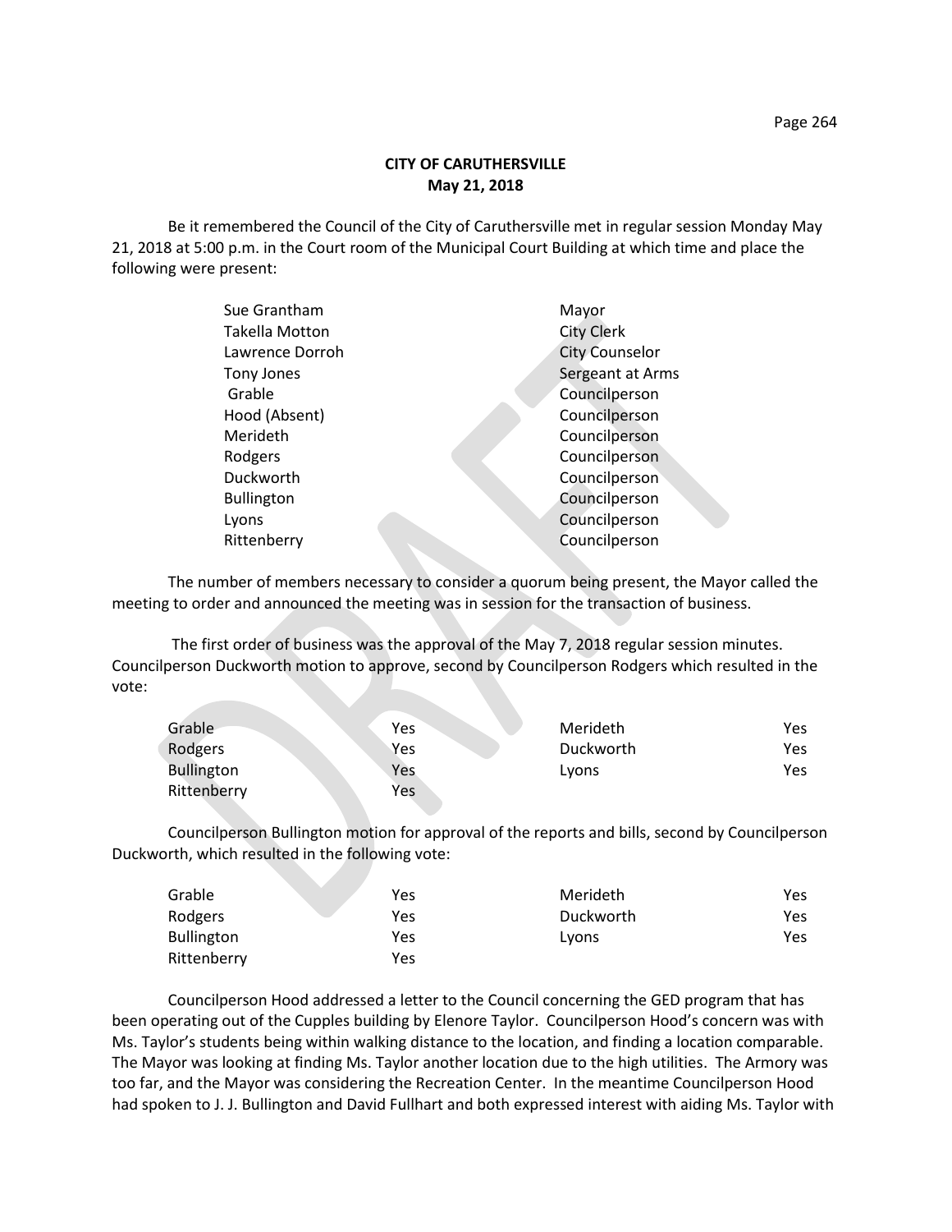**CITY OF CARUTHERSVILLE**
**May 21, 2018**

Be it remembered the Council of the City of Caruthersville met in regular session Monday May 21, 2018 at 5:00 p.m. in the Court room of the Municipal Court Building at which time and place the following were present:

| | |
|---|---|
| Sue Grantham | Mayor |
| Takella Motton | City Clerk |
| Lawrence Dorroh | City Counselor |
| Tony Jones | Sergeant at Arms |
| Grable | Councilperson |
| Hood (Absent) | Councilperson |
| Merideth | Councilperson |
| Rodgers | Councilperson |
| Duckworth | Councilperson |
| Bullington | Councilperson |
| Lyons | Councilperson |
| Rittenberry | Councilperson |

The number of members necessary to consider a quorum being present, the Mayor called the meeting to order and announced the meeting was in session for the transaction of business.

The first order of business was the approval of the May 7, 2018 regular session minutes. Councilperson Duckworth motion to approve, second by Councilperson Rodgers which resulted in the vote:

| | | | |
|---|---|---|---|
| Grable | Yes | Merideth | Yes |
| Rodgers | Yes | Duckworth | Yes |
| Bullington | Yes | Lyons | Yes |
| Rittenberry | Yes | | |

Councilperson Bullington motion for approval of the reports and bills, second by Councilperson Duckworth, which resulted in the following vote:

| | | | |
|---|---|---|---|
| Grable | Yes | Merideth | Yes |
| Rodgers | Yes | Duckworth | Yes |
| Bullington | Yes | Lyons | Yes |
| Rittenberry | Yes | | |

Councilperson Hood addressed a letter to the Council concerning the GED program that has been operating out of the Cupples building by Elenore Taylor. Councilperson Hood's concern was with Ms. Taylor's students being within walking distance to the location, and finding a location comparable. The Mayor was looking at finding Ms. Taylor another location due to the high utilities. The Armory was too far, and the Mayor was considering the Recreation Center. In the meantime Councilperson Hood had spoken to J. J. Bullington and David Fullhart and both expressed interest with aiding Ms. Taylor with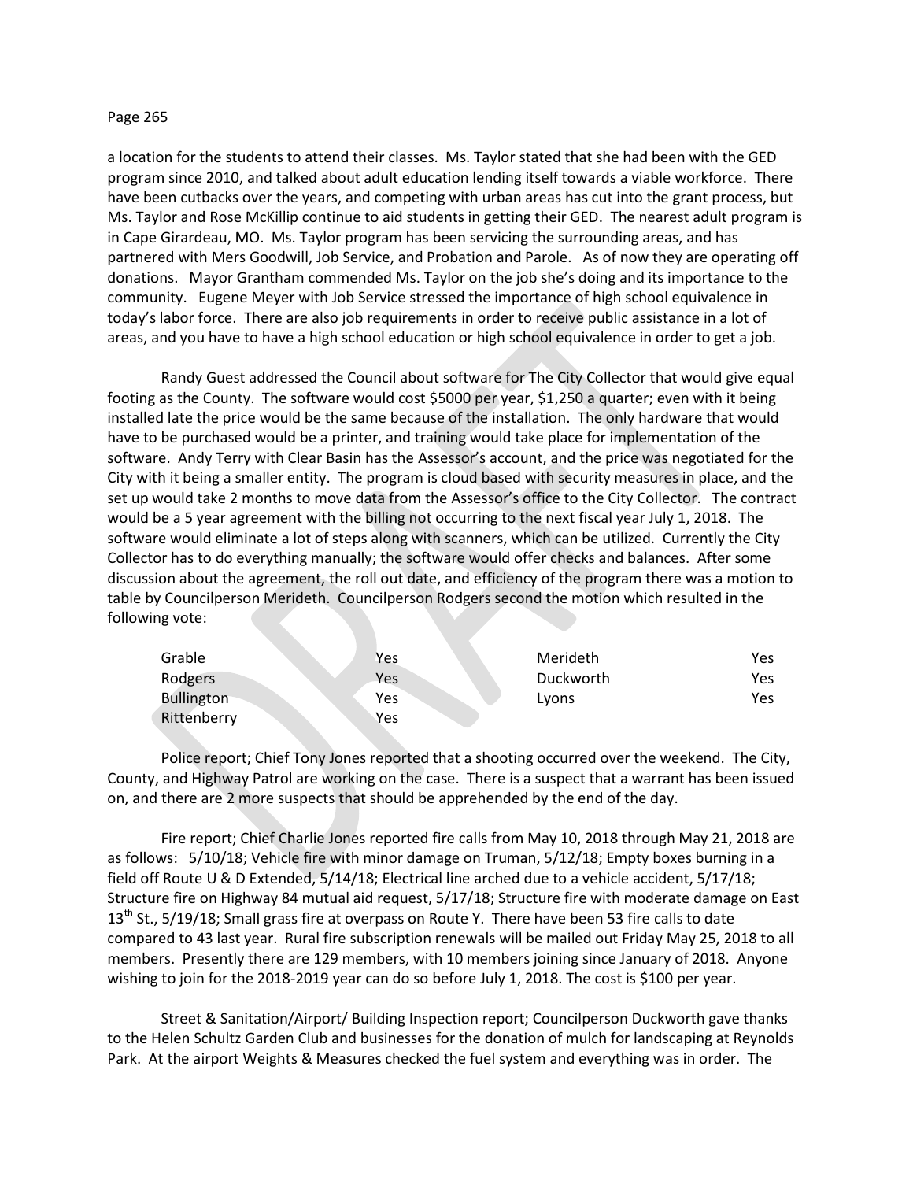a location for the students to attend their classes. Ms. Taylor stated that she had been with the GED program since 2010, and talked about adult education lending itself towards a viable workforce. There have been cutbacks over the years, and competing with urban areas has cut into the grant process, but Ms. Taylor and Rose McKillip continue to aid students in getting their GED. The nearest adult program is in Cape Girardeau, MO. Ms. Taylor program has been servicing the surrounding areas, and has partnered with Mers Goodwill, Job Service, and Probation and Parole. As of now they are operating off donations. Mayor Grantham commended Ms. Taylor on the job she's doing and its importance to the community. Eugene Meyer with Job Service stressed the importance of high school equivalence in today's labor force. There are also job requirements in order to receive public assistance in a lot of areas, and you have to have a high school education or high school equivalence in order to get a job.

Randy Guest addressed the Council about software for The City Collector that would give equal footing as the County. The software would cost $5000 per year, $1,250 a quarter; even with it being installed late the price would be the same because of the installation. The only hardware that would have to be purchased would be a printer, and training would take place for implementation of the software. Andy Terry with Clear Basin has the Assessor's account, and the price was negotiated for the City with it being a smaller entity. The program is cloud based with security measures in place, and the set up would take 2 months to move data from the Assessor's office to the City Collector. The contract would be a 5 year agreement with the billing not occurring to the next fiscal year July 1, 2018. The software would eliminate a lot of steps along with scanners, which can be utilized. Currently the City Collector has to do everything manually; the software would offer checks and balances. After some discussion about the agreement, the roll out date, and efficiency of the program there was a motion to table by Councilperson Merideth. Councilperson Rodgers second the motion which resulted in the following vote:

| | | | |
|---|---|---|---|
| Grable | Yes | Merideth | Yes |
| Rodgers | Yes | Duckworth | Yes |
| Bullington | Yes | Lyons | Yes |
| Rittenberry | Yes | | |

Police report; Chief Tony Jones reported that a shooting occurred over the weekend. The City, County, and Highway Patrol are working on the case. There is a suspect that a warrant has been issued on, and there are 2 more suspects that should be apprehended by the end of the day.

Fire report; Chief Charlie Jones reported fire calls from May 10, 2018 through May 21, 2018 are as follows: 5/10/18; Vehicle fire with minor damage on Truman, 5/12/18; Empty boxes burning in a field off Route U & D Extended, 5/14/18; Electrical line arched due to a vehicle accident, 5/17/18; Structure fire on Highway 84 mutual aid request, 5/17/18; Structure fire with moderate damage on East 13th St., 5/19/18; Small grass fire at overpass on Route Y. There have been 53 fire calls to date compared to 43 last year. Rural fire subscription renewals will be mailed out Friday May 25, 2018 to all members. Presently there are 129 members, with 10 members joining since January of 2018. Anyone wishing to join for the 2018-2019 year can do so before July 1, 2018. The cost is $100 per year.

Street & Sanitation/Airport/ Building Inspection report; Councilperson Duckworth gave thanks to the Helen Schultz Garden Club and businesses for the donation of mulch for landscaping at Reynolds Park. At the airport Weights & Measures checked the fuel system and everything was in order. The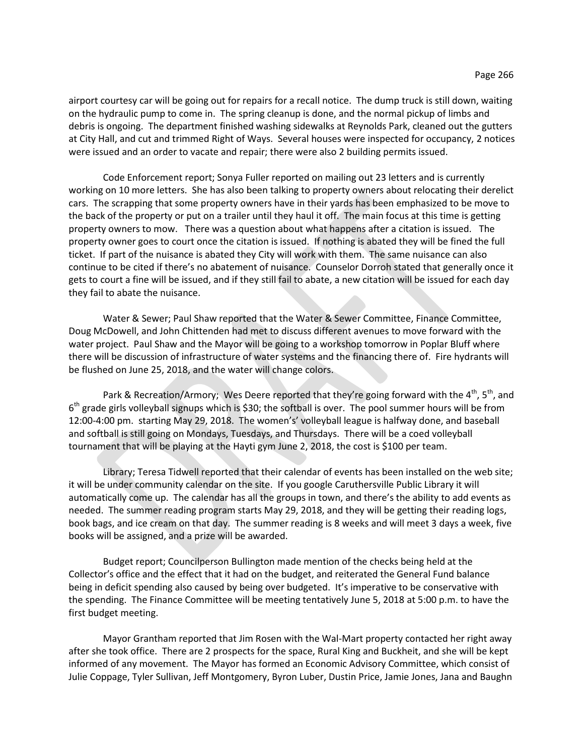airport courtesy car will be going out for repairs for a recall notice. The dump truck is still down, waiting on the hydraulic pump to come in. The spring cleanup is done, and the normal pickup of limbs and debris is ongoing. The department finished washing sidewalks at Reynolds Park, cleaned out the gutters at City Hall, and cut and trimmed Right of Ways. Several houses were inspected for occupancy, 2 notices were issued and an order to vacate and repair; there were also 2 building permits issued.

Code Enforcement report; Sonya Fuller reported on mailing out 23 letters and is currently working on 10 more letters. She has also been talking to property owners about relocating their derelict cars. The scrapping that some property owners have in their yards has been emphasized to be move to the back of the property or put on a trailer until they haul it off. The main focus at this time is getting property owners to mow. There was a question about what happens after a citation is issued. The property owner goes to court once the citation is issued. If nothing is abated they will be fined the full ticket. If part of the nuisance is abated they City will work with them. The same nuisance can also continue to be cited if there's no abatement of nuisance. Counselor Dorroh stated that generally once it gets to court a fine will be issued, and if they still fail to abate, a new citation will be issued for each day they fail to abate the nuisance.

Water & Sewer; Paul Shaw reported that the Water & Sewer Committee, Finance Committee, Doug McDowell, and John Chittenden had met to discuss different avenues to move forward with the water project. Paul Shaw and the Mayor will be going to a workshop tomorrow in Poplar Bluff where there will be discussion of infrastructure of water systems and the financing there of. Fire hydrants will be flushed on June 25, 2018, and the water will change colors.

Park & Recreation/Armory; Wes Deere reported that they're going forward with the 4th, 5th, and 6th grade girls volleyball signups which is $30; the softball is over. The pool summer hours will be from 12:00-4:00 pm. starting May 29, 2018. The women's' volleyball league is halfway done, and baseball and softball is still going on Mondays, Tuesdays, and Thursdays. There will be a coed volleyball tournament that will be playing at the Hayti gym June 2, 2018, the cost is $100 per team.

Library; Teresa Tidwell reported that their calendar of events has been installed on the web site; it will be under community calendar on the site. If you google Caruthersville Public Library it will automatically come up. The calendar has all the groups in town, and there's the ability to add events as needed. The summer reading program starts May 29, 2018, and they will be getting their reading logs, book bags, and ice cream on that day. The summer reading is 8 weeks and will meet 3 days a week, five books will be assigned, and a prize will be awarded.

Budget report; Councilperson Bullington made mention of the checks being held at the Collector's office and the effect that it had on the budget, and reiterated the General Fund balance being in deficit spending also caused by being over budgeted. It's imperative to be conservative with the spending. The Finance Committee will be meeting tentatively June 5, 2018 at 5:00 p.m. to have the first budget meeting.

Mayor Grantham reported that Jim Rosen with the Wal-Mart property contacted her right away after she took office. There are 2 prospects for the space, Rural King and Buckheit, and she will be kept informed of any movement. The Mayor has formed an Economic Advisory Committee, which consist of Julie Coppage, Tyler Sullivan, Jeff Montgomery, Byron Luber, Dustin Price, Jamie Jones, Jana and Baughn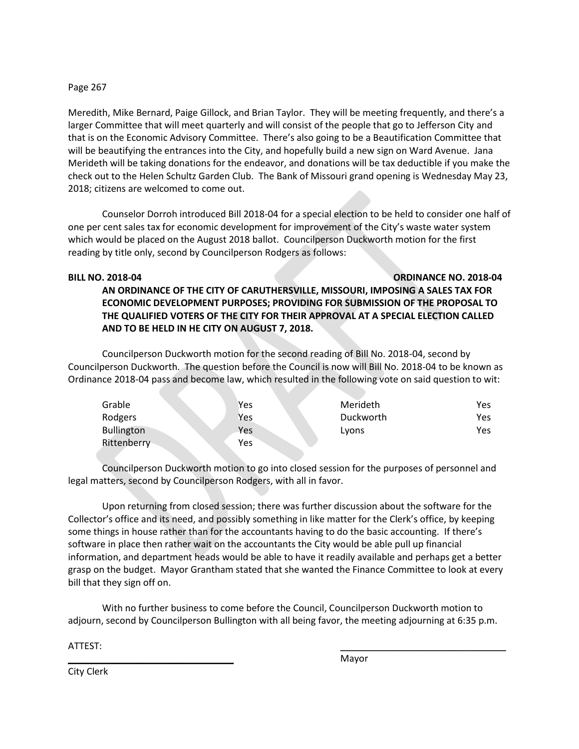Meredith, Mike Bernard, Paige Gillock, and Brian Taylor. They will be meeting frequently, and there's a larger Committee that will meet quarterly and will consist of the people that go to Jefferson City and that is on the Economic Advisory Committee. There's also going to be a Beautification Committee that will be beautifying the entrances into the City, and hopefully build a new sign on Ward Avenue. Jana Merideth will be taking donations for the endeavor, and donations will be tax deductible if you make the check out to the Helen Schultz Garden Club. The Bank of Missouri grand opening is Wednesday May 23, 2018; citizens are welcomed to come out.

Counselor Dorroh introduced Bill 2018-04 for a special election to be held to consider one half of one per cent sales tax for economic development for improvement of the City's waste water system which would be placed on the August 2018 ballot. Councilperson Duckworth motion for the first reading by title only, second by Councilperson Rodgers as follows:

**BILL NO. 2018-04 ORDINANCE NO. 2018-04**

**AN ORDINANCE OF THE CITY OF CARUTHERSVILLE, MISSOURI, IMPOSING A SALES TAX FOR ECONOMIC DEVELOPMENT PURPOSES; PROVIDING FOR SUBMISSION OF THE PROPOSAL TO THE QUALIFIED VOTERS OF THE CITY FOR THEIR APPROVAL AT A SPECIAL ELECTION CALLED AND TO BE HELD IN HE CITY ON AUGUST 7, 2018.**

Councilperson Duckworth motion for the second reading of Bill No. 2018-04, second by Councilperson Duckworth. The question before the Council is now will Bill No. 2018-04 to be known as Ordinance 2018-04 pass and become law, which resulted in the following vote on said question to wit:

| | | | |
|---|---|---|---|
| Grable | Yes | Merideth | Yes |
| Rodgers | Yes | Duckworth | Yes |
| Bullington | Yes | Lyons | Yes |
| Rittenberry | Yes | | |

Councilperson Duckworth motion to go into closed session for the purposes of personnel and legal matters, second by Councilperson Rodgers, with all in favor.

Upon returning from closed session; there was further discussion about the software for the Collector's office and its need, and possibly something in like matter for the Clerk's office, by keeping some things in house rather than for the accountants having to do the basic accounting. If there's software in place then rather wait on the accountants the City would be able pull up financial information, and department heads would be able to have it readily available and perhaps get a better grasp on the budget. Mayor Grantham stated that she wanted the Finance Committee to look at every bill that they sign off on.

With no further business to come before the Council, Councilperson Duckworth motion to adjourn, second by Councilperson Bullington with all being favor, the meeting adjourning at 6:35 p.m.

ATTEST:

______________________________ ______________________________

City Clerk Mayor